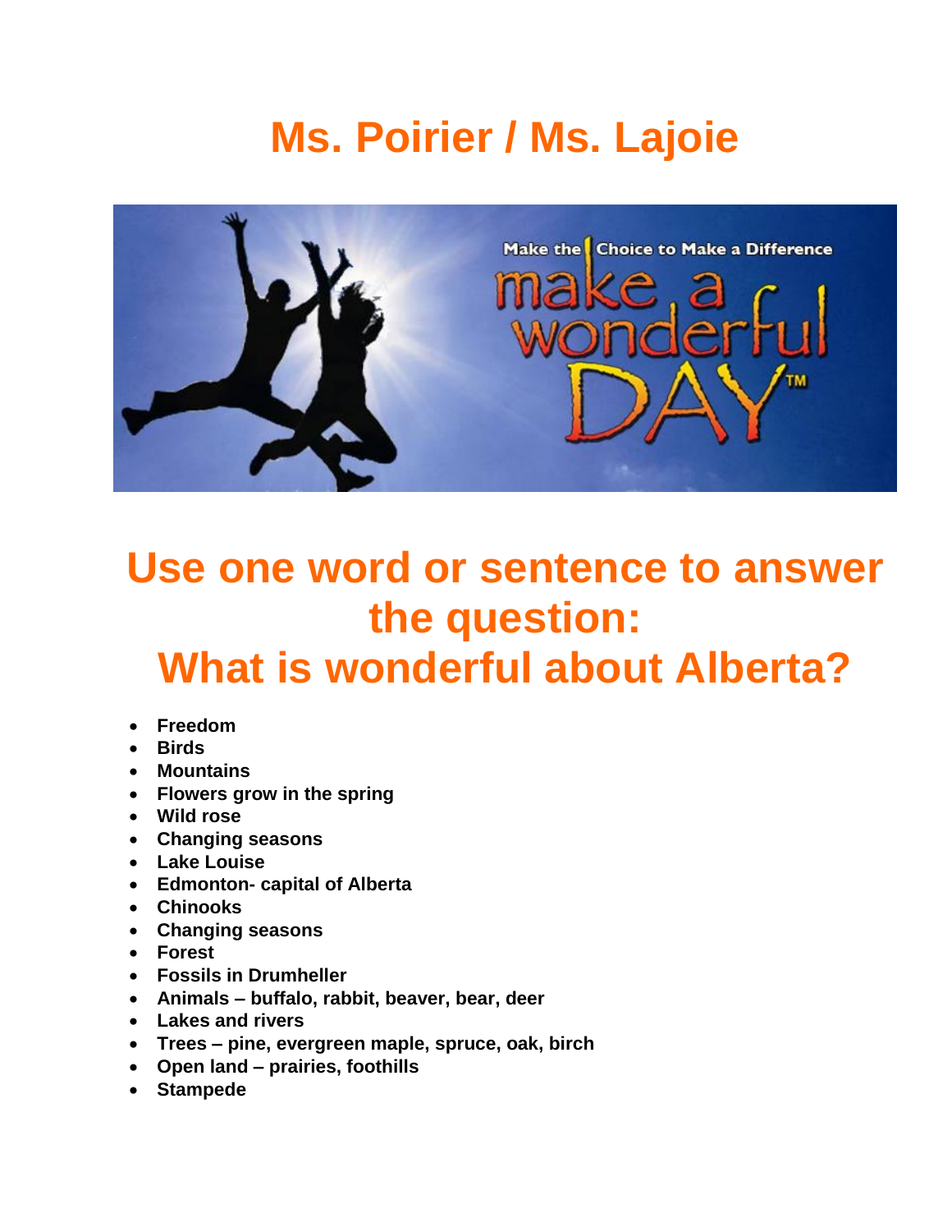# Ms. Poirier / Ms. Lajoie

## Use one word or sentence to answer the question:
## What is wonderful about Alberta?

- **Freedom**
- **Birds**
- **Mountains**
- **Flowers grow in the spring**
- **Wild rose**
- **Changing seasons**
- **Lake Louise**
- **Edmonton- capital of Alberta**
- **Chinooks**
- **Changing seasons**
- **Forest**
- **Fossils in Drumheller**
- **Animals – buffalo, rabbit, beaver, bear, deer**
- **Lakes and rivers**
- **Trees – pine, evergreen maple, spruce, oak, birch**
- **Open land – prairies, foothills**
- **Stampede**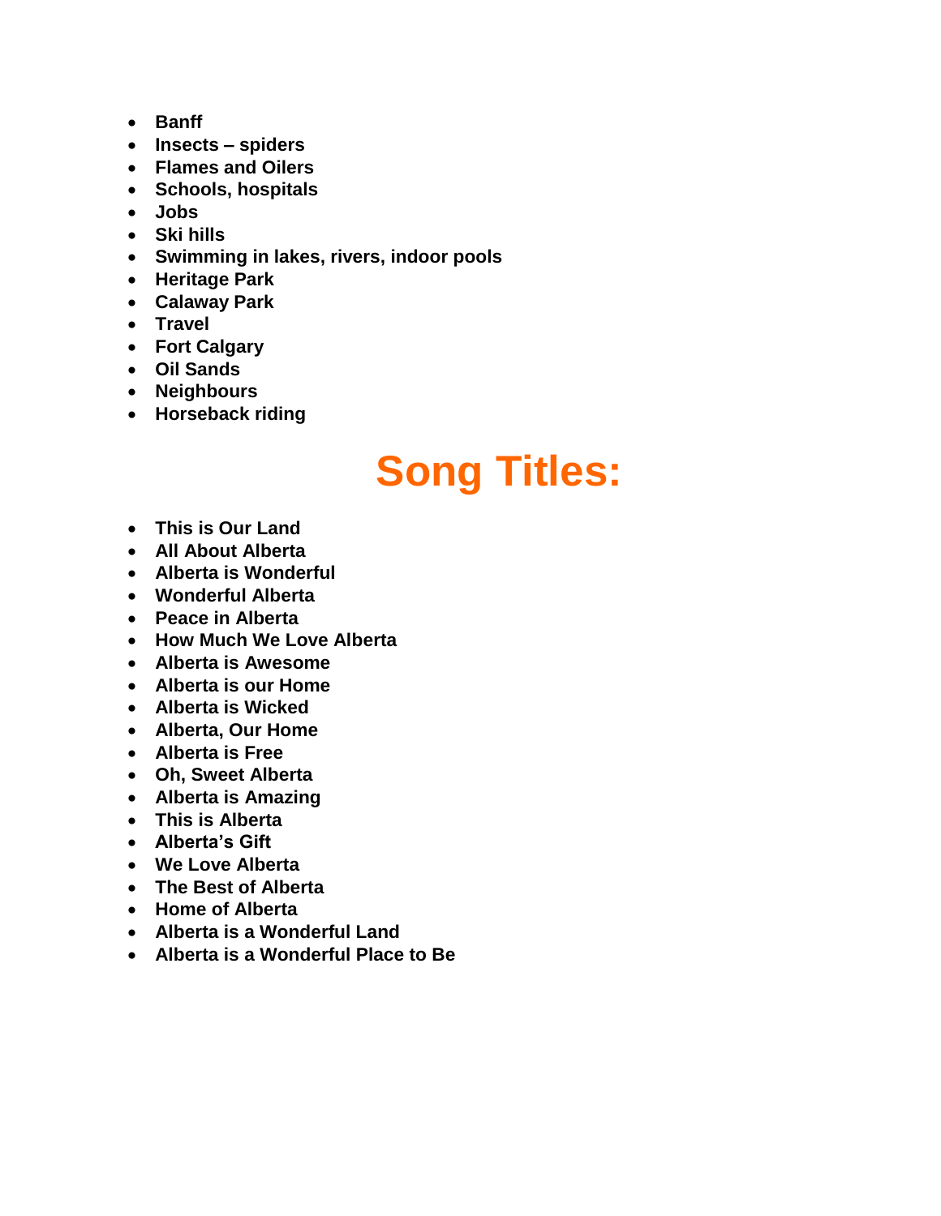- **Banff**
- **Insects – spiders**
- **Flames and Oilers**
- **Schools, hospitals**
- **Jobs**
- **Ski hills**
- **Swimming in lakes, rivers, indoor pools**
- **Heritage Park**
- **Calaway Park**
- **Travel**
- **Fort Calgary**
- **Oil Sands**
- **Neighbours**
- **Horseback riding**

# Song Titles:

- **This is Our Land**
- **All About Alberta**
- **Alberta is Wonderful**
- **Wonderful Alberta**
- **Peace in Alberta**
- **How Much We Love Alberta**
- **Alberta is Awesome**
- **Alberta is our Home**
- **Alberta is Wicked**
- **Alberta, Our Home**
- **Alberta is Free**
- **Oh, Sweet Alberta**
- **Alberta is Amazing**
- **This is Alberta**
- **Alberta's Gift**
- **We Love Alberta**
- **The Best of Alberta**
- **Home of Alberta**
- **Alberta is a Wonderful Land**
- **Alberta is a Wonderful Place to Be**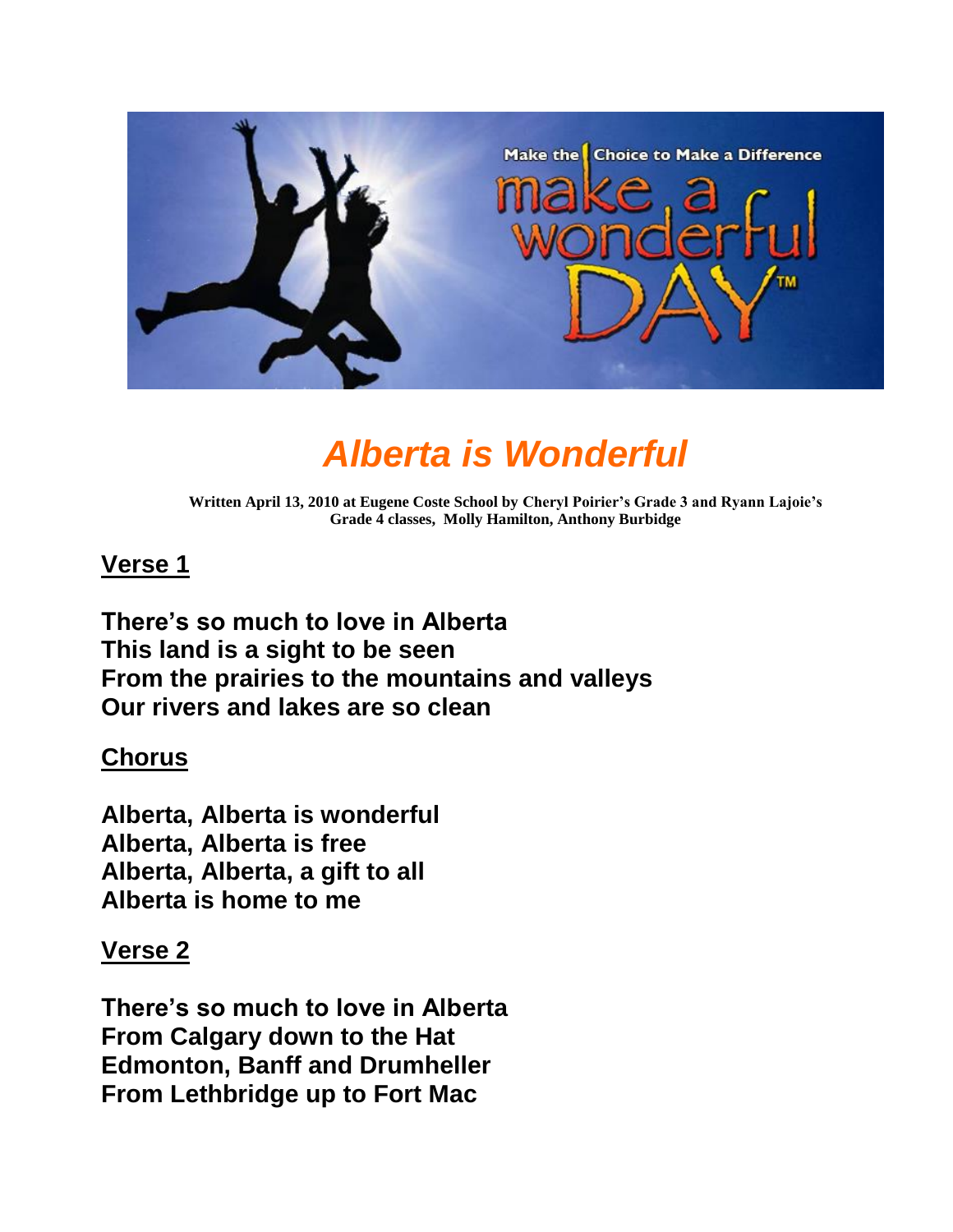# *Alberta is Wonderful*

**Written April 13, 2010 at Eugene Coste School by Cheryl Poirier's Grade 3 and Ryann Lajoie's Grade 4 classes, Molly Hamilton, Anthony Burbidge**

## Verse 1

**There's so much to love in Alberta**
**This land is a sight to be seen**
**From the prairies to the mountains and valleys**
**Our rivers and lakes are so clean**

## Chorus

**Alberta, Alberta is wonderful**
**Alberta, Alberta is free**
**Alberta, Alberta, a gift to all**
**Alberta is home to me**

## Verse 2

**There's so much to love in Alberta**
**From Calgary down to the Hat**
**Edmonton, Banff and Drumheller**
**From Lethbridge up to Fort Mac**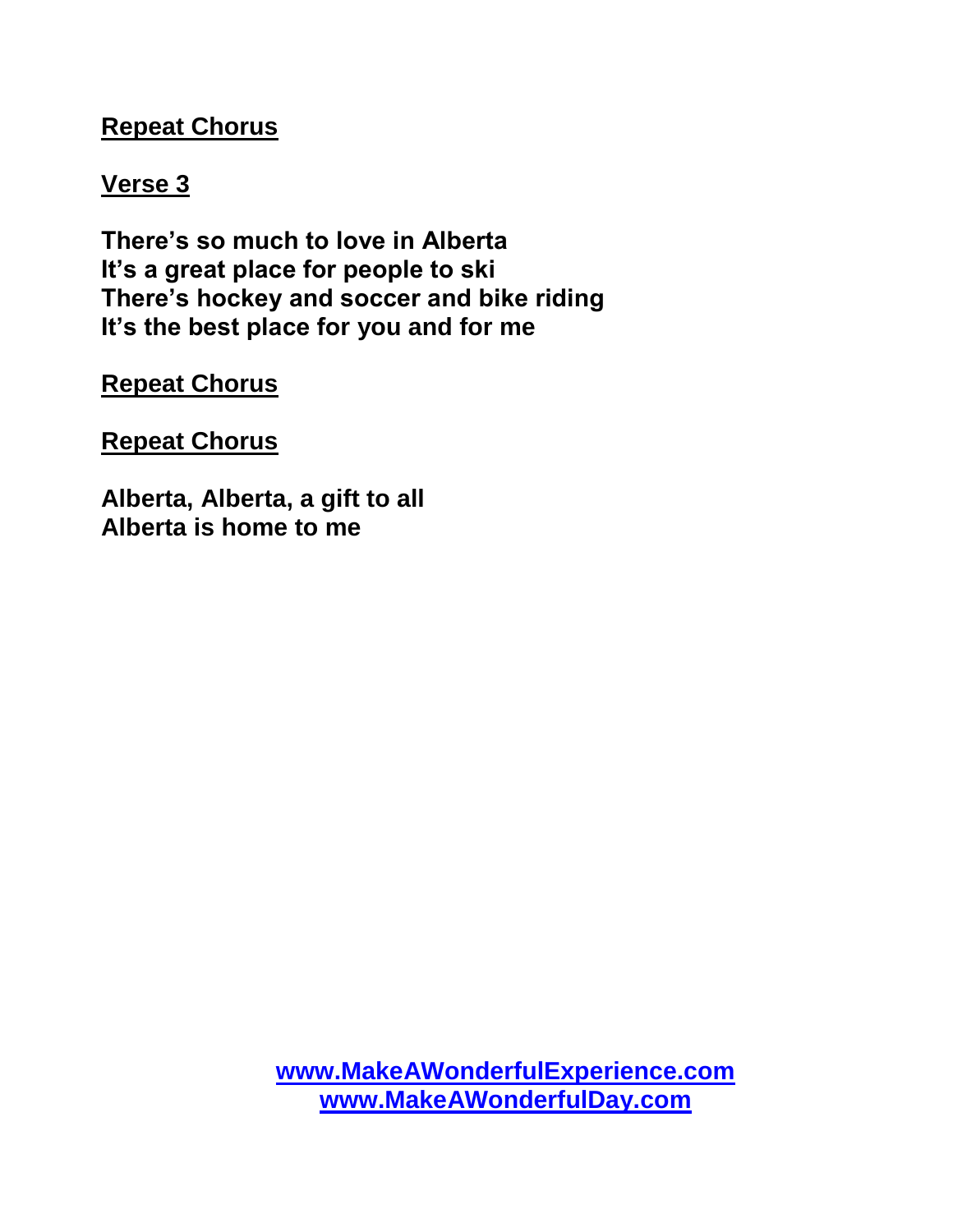**Repeat Chorus**

**Verse 3**

**There's so much to love in Alberta**
**It's a great place for people to ski**
**There's hockey and soccer and bike riding**
**It's the best place for you and for me**

**Repeat Chorus**

**Repeat Chorus**

**Alberta, Alberta, a gift to all**
**Alberta is home to me**

**www.MakeAWonderfulExperience.com**
**www.MakeAWonderfulDay.com**